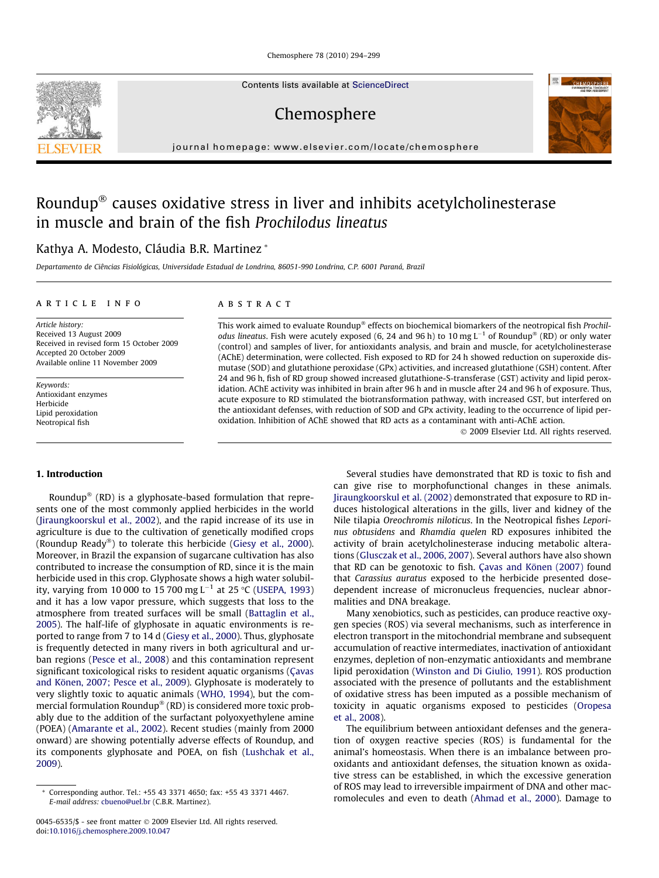Contents lists available at ScienceDirect

# Chemosphere

journal homepage: www.elsevier.com/locate/chemosphere

# Roundup® causes oxidative stress in liver and inhibits acetylcholinesterase in muscle and brain of the fish *Prochilodus lineatus*

Kathya A. Modesto, Cláudia B.R. Martinez *

*Departamento de Ciências Fisiológicas, Universidade Estadual de Londrina, 86051-990 Londrina, C.P. 6001 Paraná, Brazil*

## ARTICLE INFO

*Article history:*
Received 13 August 2009
Received in revised form 15 October 2009
Accepted 20 October 2009
Available online 11 November 2009

*Keywords:*
Antioxidant enzymes
Herbicide
Lipid peroxidation
Neotropical fish

## ABSTRACT

This work aimed to evaluate Roundup® effects on biochemical biomarkers of the neotropical fish *Prochilodus lineatus*. Fish were acutely exposed (6, 24 and 96 h) to 10 mg $L^{-1}$ of Roundup® (RD) or only water (control) and samples of liver, for antioxidants analysis, and brain and muscle, for acetylcholinesterase (AChE) determination, were collected. Fish exposed to RD for 24 h showed reduction on superoxide dismutase (SOD) and glutathione peroxidase (GPx) activities, and increased glutathione (GSH) content. After 24 and 96 h, fish of RD group showed increased glutathione-S-transferase (GST) activity and lipid peroxidation. AChE activity was inhibited in brain after 96 h and in muscle after 24 and 96 h of exposure. Thus, acute exposure to RD stimulated the biotransformation pathway, with increased GST, but interfered on the antioxidant defenses, with reduction of SOD and GPx activity, leading to the occurrence of lipid peroxidation. Inhibition of AChE showed that RD acts as a contaminant with anti-AChE action.

© 2009 Elsevier Ltd. All rights reserved.

## 1. Introduction

Roundup® (RD) is a glyphosate-based formulation that represents one of the most commonly applied herbicides in the world (Jiraungkoorskul et al., 2002), and the rapid increase of its use in agriculture is due to the cultivation of genetically modified crops (Roundup Ready®) to tolerate this herbicide (Giesy et al., 2000). Moreover, in Brazil the expansion of sugarcane cultivation has also contributed to increase the consumption of RD, since it is the main herbicide used in this crop. Glyphosate shows a high water solubility, varying from 10 000 to 15 700 mg $L^{-1}$ at 25 °C (USEPA, 1993) and it has a low vapor pressure, which suggests that loss to the atmosphere from treated surfaces will be small (Battaglin et al., 2005). The half-life of glyphosate in aquatic environments is reported to range from 7 to 14 d (Giesy et al., 2000). Thus, glyphosate is frequently detected in many rivers in both agricultural and urban regions (Pesce et al., 2008) and this contamination represent significant toxicological risks to resident aquatic organisms (Çavas and Könen, 2007; Pesce et al., 2009). Glyphosate is moderately to very slightly toxic to aquatic animals (WHO, 1994), but the commercial formulation Roundup® (RD) is considered more toxic probably due to the addition of the surfactant polyoxyethylene amine (POEA) (Amarante et al., 2002). Recent studies (mainly from 2000 onward) are showing potentially adverse effects of Roundup, and its components glyphosate and POEA, on fish (Lushchak et al., 2009).

Several studies have demonstrated that RD is toxic to fish and can give rise to morphofunctional changes in these animals. Jiraungkoorskul et al. (2002) demonstrated that exposure to RD induces histological alterations in the gills, liver and kidney of the Nile tilapia *Oreochromis niloticus*. In the Neotropical fishes *Leporinus obtusidens* and *Rhamdia quelen* RD exposures inhibited the activity of brain acetylcholinesterase inducing metabolic alterations (Glusczak et al., 2006, 2007). Several authors have also shown that RD can be genotoxic to fish. Çavas and Könen (2007) found that *Carassius auratus* exposed to the herbicide presented dose-dependent increase of micronucleus frequencies, nuclear abnormalities and DNA breakage.

Many xenobiotics, such as pesticides, can produce reactive oxygen species (ROS) via several mechanisms, such as interference in electron transport in the mitochondrial membrane and subsequent accumulation of reactive intermediates, inactivation of antioxidant enzymes, depletion of non-enzymatic antioxidants and membrane lipid peroxidation (Winston and Di Giulio, 1991). ROS production associated with the presence of pollutants and the establishment of oxidative stress has been imputed as a possible mechanism of toxicity in aquatic organisms exposed to pesticides (Oropesa et al., 2008).

The equilibrium between antioxidant defenses and the generation of oxygen reactive species (ROS) is fundamental for the animal's homeostasis. When there is an imbalance between pro-oxidants and antioxidant defenses, the situation known as oxidative stress can be established, in which the excessive generation of ROS may lead to irreversible impairment of DNA and other macromolecules and even to death (Ahmad et al., 2000). Damage to

---

* Corresponding author. Tel.: +55 43 3371 4650; fax: +55 43 3371 4467.
*E-mail address:* cbueno@uel.br (C.B.R. Martinez).

0045-6535/$ - see front matter © 2009 Elsevier Ltd. All rights reserved.
doi:10.1016/j.chemosphere.2009.10.047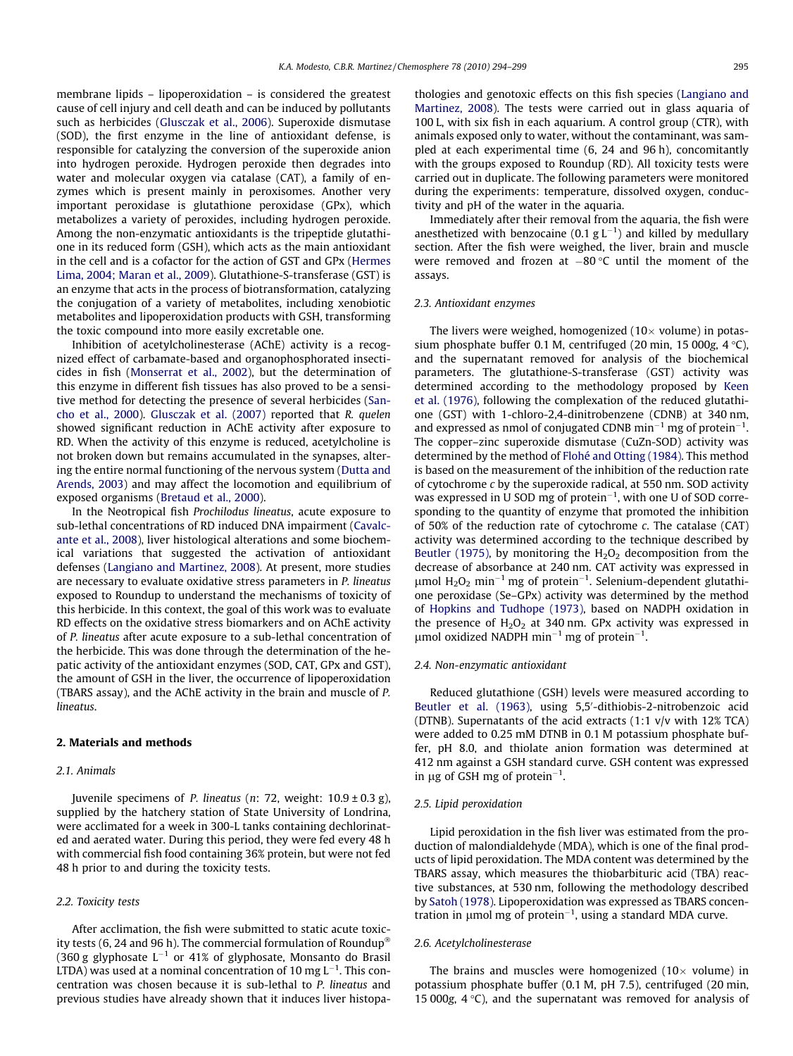membrane lipids – lipoperoxidation – is considered the greatest cause of cell injury and cell death and can be induced by pollutants such as herbicides (Glusczak et al., 2006). Superoxide dismutase (SOD), the first enzyme in the line of antioxidant defense, is responsible for catalyzing the conversion of the superoxide anion into hydrogen peroxide. Hydrogen peroxide then degrades into water and molecular oxygen via catalase (CAT), a family of enzymes which is present mainly in peroxisomes. Another very important peroxidase is glutathione peroxidase (GPx), which metabolizes a variety of peroxides, including hydrogen peroxide. Among the non-enzymatic antioxidants is the tripeptide glutathione in its reduced form (GSH), which acts as the main antioxidant in the cell and is a cofactor for the action of GST and GPx (Hermes Lima, 2004; Maran et al., 2009). Glutathione-S-transferase (GST) is an enzyme that acts in the process of biotransformation, catalyzing the conjugation of a variety of metabolites, including xenobiotic metabolites and lipoperoxidation products with GSH, transforming the toxic compound into more easily excretable one.

Inhibition of acetylcholinesterase (AChE) activity is a recognized effect of carbamate-based and organophosphorated insecticides in fish (Monserrat et al., 2002), but the determination of this enzyme in different fish tissues has also proved to be a sensitive method for detecting the presence of several herbicides (Sancho et al., 2000). Glusczak et al. (2007) reported that *R. quelen* showed significant reduction in AChE activity after exposure to RD. When the activity of this enzyme is reduced, acetylcholine is not broken down but remains accumulated in the synapses, altering the entire normal functioning of the nervous system (Dutta and Arends, 2003) and may affect the locomotion and equilibrium of exposed organisms (Bretaud et al., 2000).

In the Neotropical fish *Prochilodus lineatus*, acute exposure to sub-lethal concentrations of RD induced DNA impairment (Cavalcante et al., 2008), liver histological alterations and some biochemical variations that suggested the activation of antioxidant defenses (Langiano and Martinez, 2008). At present, more studies are necessary to evaluate oxidative stress parameters in *P. lineatus* exposed to Roundup to understand the mechanisms of toxicity of this herbicide. In this context, the goal of this work was to evaluate RD effects on the oxidative stress biomarkers and on AChE activity of *P. lineatus* after acute exposure to a sub-lethal concentration of the herbicide. This was done through the determination of the hepatic activity of the antioxidant enzymes (SOD, CAT, GPx and GST), the amount of GSH in the liver, the occurrence of lipoperoxidation (TBARS assay), and the AChE activity in the brain and muscle of *P. lineatus*.

## 2. Materials and methods

### 2.1. Animals

Juvenile specimens of *P. lineatus* (*n*: 72, weight: $10.9 \pm 0.3$ g), supplied by the hatchery station of State University of Londrina, were acclimated for a week in 300-L tanks containing dechlorinated and aerated water. During this period, they were fed every 48 h with commercial fish food containing 36% protein, but were not fed 48 h prior to and during the toxicity tests.

### 2.2. Toxicity tests

After acclimation, the fish were submitted to static acute toxicity tests (6, 24 and 96 h). The commercial formulation of Roundup® (360 g glyphosate $L^{-1}$ or 41% of glyphosate, Monsanto do Brasil LTDA) was used at a nominal concentration of 10 mg $L^{-1}$. This concentration was chosen because it is sub-lethal to *P. lineatus* and previous studies have already shown that it induces liver histopathologies and genotoxic effects on this fish species (Langiano and Martinez, 2008). The tests were carried out in glass aquaria of 100 L, with six fish in each aquarium. A control group (CTR), with animals exposed only to water, without the contaminant, was sampled at each experimental time (6, 24 and 96 h), concomitantly with the groups exposed to Roundup (RD). All toxicity tests were carried out in duplicate. The following parameters were monitored during the experiments: temperature, dissolved oxygen, conductivity and pH of the water in the aquaria.

Immediately after their removal from the aquaria, the fish were anesthetized with benzocaine (0.1 g $L^{-1}$) and killed by medullary section. After the fish were weighed, the liver, brain and muscle were removed and frozen at $-80$ °C until the moment of the assays.

### 2.3. Antioxidant enzymes

The livers were weighed, homogenized (10× volume) in potassium phosphate buffer 0.1 M, centrifuged (20 min, 15 000*g*, 4 °C), and the supernatant removed for analysis of the biochemical parameters. The glutathione-S-transferase (GST) activity was determined according to the methodology proposed by Keen et al. (1976), following the complexation of the reduced glutathione (GST) with 1-chloro-2,4-dinitrobenzene (CDNB) at 340 nm, and expressed as nmol of conjugated CDNB $min^{-1}$ mg of $protein^{-1}$. The copper–zinc superoxide dismutase (CuZn-SOD) activity was determined by the method of Flohé and Otting (1984). This method is based on the measurement of the inhibition of the reduction rate of cytochrome *c* by the superoxide radical, at 550 nm. SOD activity was expressed in U SOD mg of $protein^{-1}$, with one U of SOD corresponding to the quantity of enzyme that promoted the inhibition of 50% of the reduction rate of cytochrome *c*. The catalase (CAT) activity was determined according to the technique described by Beutler (1975), by monitoring the $H_2O_2$ decomposition from the decrease of absorbance at 240 nm. CAT activity was expressed in μmol $H_2O_2$ $min^{-1}$ mg of $protein^{-1}$. Selenium-dependent glutathione peroxidase (Se–GPx) activity was determined by the method of Hopkins and Tudhope (1973), based on NADPH oxidation in the presence of $H_2O_2$ at 340 nm. GPx activity was expressed in μmol oxidized NADPH $min^{-1}$ mg of $protein^{-1}$.

### 2.4. Non-enzymatic antioxidant

Reduced glutathione (GSH) levels were measured according to Beutler et al. (1963), using 5,5′-dithiobis-2-nitrobenzoic acid (DTNB). Supernatants of the acid extracts (1:1 v/v with 12% TCA) were added to 0.25 mM DTNB in 0.1 M potassium phosphate buffer, pH 8.0, and thiolate anion formation was determined at 412 nm against a GSH standard curve. GSH content was expressed in μg of GSH mg of $protein^{-1}$.

### 2.5. Lipid peroxidation

Lipid peroxidation in the fish liver was estimated from the production of malondialdehyde (MDA), which is one of the final products of lipid peroxidation. The MDA content was determined by the TBARS assay, which measures the thiobarbituric acid (TBA) reactive substances, at 530 nm, following the methodology described by Satoh (1978). Lipoperoxidation was expressed as TBARS concentration in μmol mg of $protein^{-1}$, using a standard MDA curve.

### 2.6. Acetylcholinesterase

The brains and muscles were homogenized (10× volume) in potassium phosphate buffer (0.1 M, pH 7.5), centrifuged (20 min, 15 000*g*, 4 °C), and the supernatant was removed for analysis of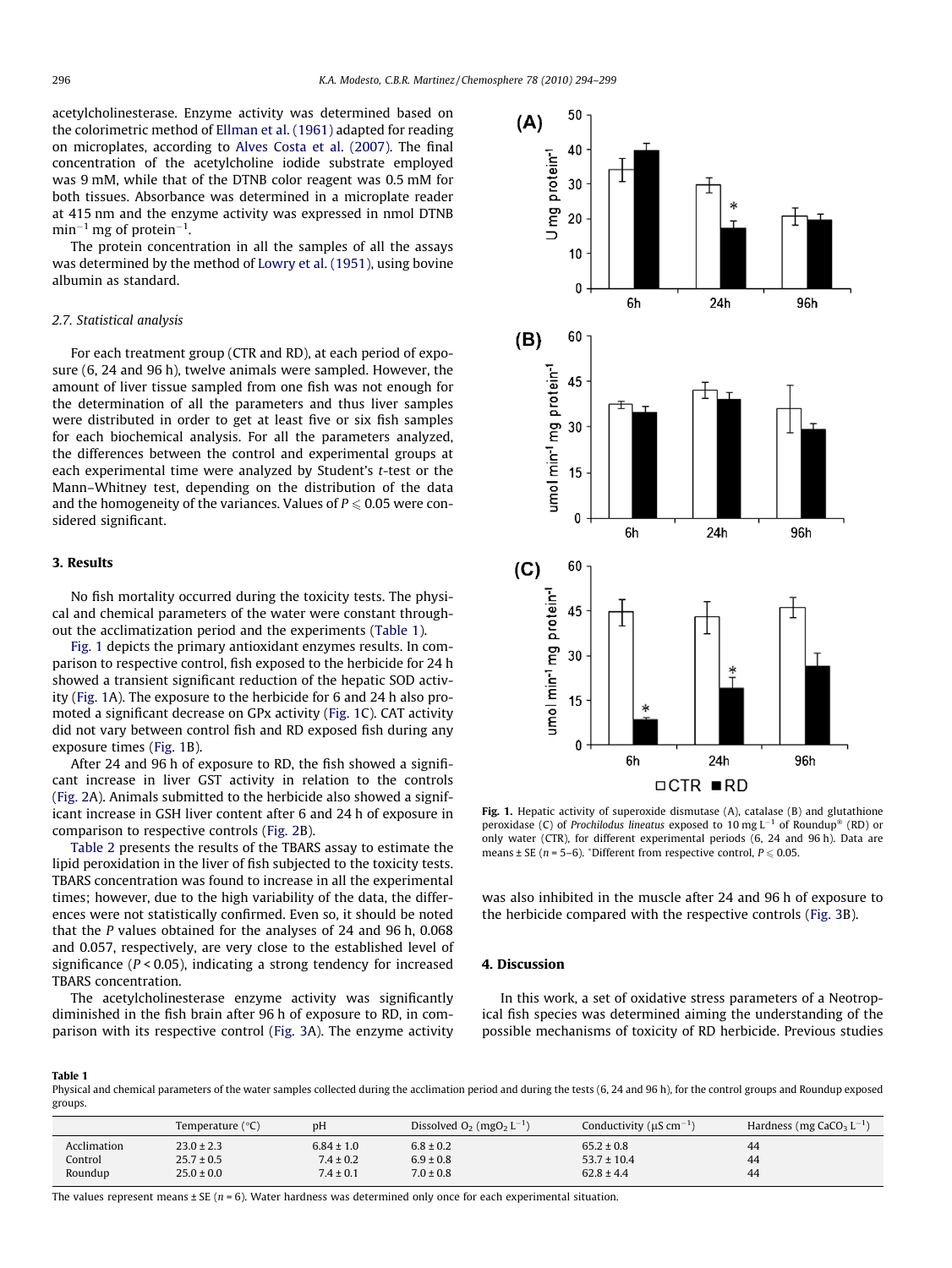acetylcholinesterase. Enzyme activity was determined based on the colorimetric method of Ellman et al. (1961) adapted for reading on microplates, according to Alves Costa et al. (2007). The final concentration of the acetylcholine iodide substrate employed was 9 mM, while that of the DTNB color reagent was 0.5 mM for both tissues. Absorbance was determined in a microplate reader at 415 nm and the enzyme activity was expressed in nmol DTNB $min^{-1}$ mg of $protein^{-1}$.

The protein concentration in all the samples of all the assays was determined by the method of Lowry et al. (1951), using bovine albumin as standard.

### 2.7. Statistical analysis

For each treatment group (CTR and RD), at each period of exposure (6, 24 and 96 h), twelve animals were sampled. However, the amount of liver tissue sampled from one fish was not enough for the determination of all the parameters and thus liver samples were distributed in order to get at least five or six fish samples for each biochemical analysis. For all the parameters analyzed, the differences between the control and experimental groups at each experimental time were analyzed by Student's *t*-test or the Mann–Whitney test, depending on the distribution of the data and the homogeneity of the variances. Values of $P \leqslant 0.05$ were considered significant.

## 3. Results

No fish mortality occurred during the toxicity tests. The physical and chemical parameters of the water were constant throughout the acclimatization period and the experiments (Table 1).

Fig. 1 depicts the primary antioxidant enzymes results. In comparison to respective control, fish exposed to the herbicide for 24 h showed a transient significant reduction of the hepatic SOD activity (Fig. 1A). The exposure to the herbicide for 6 and 24 h also promoted a significant decrease on GPx activity (Fig. 1C). CAT activity did not vary between control fish and RD exposed fish during any exposure times (Fig. 1B).

After 24 and 96 h of exposure to RD, the fish showed a significant increase in liver GST activity in relation to the controls (Fig. 2A). Animals submitted to the herbicide also showed a significant increase in GSH liver content after 6 and 24 h of exposure in comparison to respective controls (Fig. 2B).

Table 2 presents the results of the TBARS assay to estimate the lipid peroxidation in the liver of fish subjected to the toxicity tests. TBARS concentration was found to increase in all the experimental times; however, due to the high variability of the data, the differences were not statistically confirmed. Even so, it should be noted that the *P* values obtained for the analyses of 24 and 96 h, 0.068 and 0.057, respectively, are very close to the established level of significance ($P < 0.05$), indicating a strong tendency for increased TBARS concentration.

The acetylcholinesterase enzyme activity was significantly diminished in the fish brain after 96 h of exposure to RD, in comparison with its respective control (Fig. 3A). The enzyme activity was also inhibited in the muscle after 24 and 96 h of exposure to the herbicide compared with the respective controls (Fig. 3B).

**Fig. 1.** Hepatic activity of superoxide dismutase (A), catalase (B) and glutathione peroxidase (C) of *Prochilodus lineatus* exposed to 10 mg $L^{-1}$ of Roundup® (RD) or only water (CTR), for different experimental periods (6, 24 and 96 h). Data are means ± SE (*n* = 5–6). *Different from respective control, $P \leqslant 0.05$.

## 4. Discussion

In this work, a set of oxidative stress parameters of a Neotropical fish species was determined aiming the understanding of the possible mechanisms of toxicity of RD herbicide. Previous studies

**Table 1**
Physical and chemical parameters of the water samples collected during the acclimation period and during the tests (6, 24 and 96 h), for the control groups and Roundup exposed groups.

| | Temperature (°C) | pH | Dissolved $O_2$ ($mgO_2\,L^{-1}$) | Conductivity ($\mu S\,cm^{-1}$) | Hardness (mg $CaCO_3\,L^{-1}$) |
|---|---|---|---|---|---|
| Acclimation | 23.0 ± 2.3 | 6.84 ± 1.0 | 6.8 ± 0.2 | 65.2 ± 0.8 | 44 |
| Control | 25.7 ± 0.5 | 7.4 ± 0.2 | 6.9 ± 0.8 | 53.7 ± 10.4 | 44 |
| Roundup | 25.0 ± 0.0 | 7.4 ± 0.1 | 7.0 ± 0.8 | 62.8 ± 4.4 | 44 |

The values represent means ± SE (*n* = 6). Water hardness was determined only once for each experimental situation.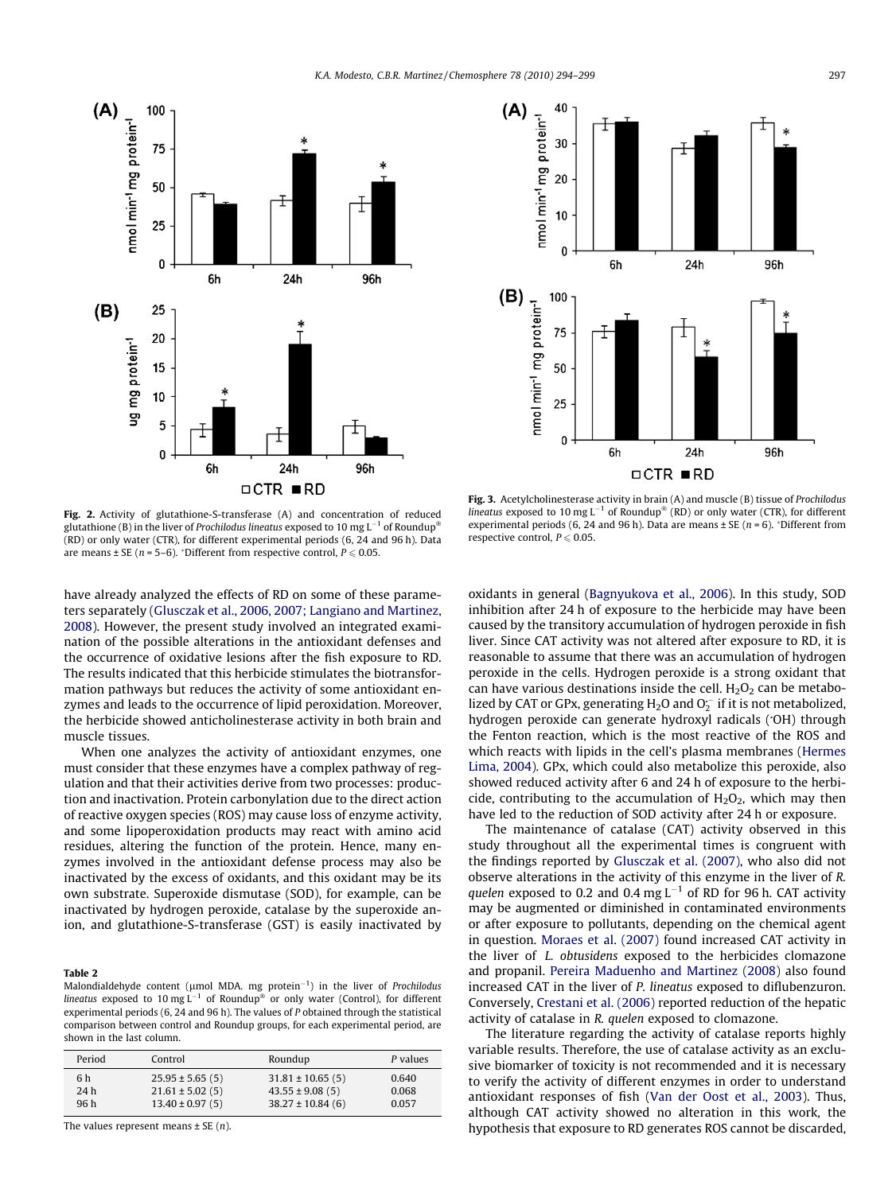Fig. 2. Activity of glutathione-S-transferase (A) and concentration of reduced glutathione (B) in the liver of *Prochilodus lineatus* exposed to 10 mg $L^{-1}$ of Roundup® (RD) or only water (CTR), for different experimental periods (6, 24 and 96 h). Data are means ± SE (n = 5–6). *Different from respective control, $P \leqslant 0.05$.

Fig. 3. Acetylcholinesterase activity in brain (A) and muscle (B) tissue of *Prochilodus lineatus* exposed to 10 mg $L^{-1}$ of Roundup® (RD) or only water (CTR), for different experimental periods (6, 24 and 96 h). Data are means ± SE (n = 6). *Different from respective control, $P \leqslant 0.05$.

have already analyzed the effects of RD on some of these parameters separately (Glusczak et al., 2006, 2007; Langiano and Martinez, 2008). However, the present study involved an integrated examination of the possible alterations in the antioxidant defenses and the occurrence of oxidative lesions after the fish exposure to RD. The results indicated that this herbicide stimulates the biotransformation pathways but reduces the activity of some antioxidant enzymes and leads to the occurrence of lipid peroxidation. Moreover, the herbicide showed anticholinesterase activity in both brain and muscle tissues.

When one analyzes the activity of antioxidant enzymes, one must consider that these enzymes have a complex pathway of regulation and that their activities derive from two processes: production and inactivation. Protein carbonylation due to the direct action of reactive oxygen species (ROS) may cause loss of enzyme activity, and some lipoperoxidation products may react with amino acid residues, altering the function of the protein. Hence, many enzymes involved in the antioxidant defense process may also be inactivated by the excess of oxidants, and this oxidant may be its own substrate. Superoxide dismutase (SOD), for example, can be inactivated by hydrogen peroxide, catalase by the superoxide anion, and glutathione-S-transferase (GST) is easily inactivated by oxidants in general (Bagnyukova et al., 2006). In this study, SOD inhibition after 24 h of exposure to the herbicide may have been caused by the transitory accumulation of hydrogen peroxide in fish liver. Since CAT activity was not altered after exposure to RD, it is reasonable to assume that there was an accumulation of hydrogen peroxide in the cells. Hydrogen peroxide is a strong oxidant that can have various destinations inside the cell. $H_2O_2$ can be metabolized by CAT or GPx, generating $H_2O$ and $O_2^-$ if it is not metabolized, hydrogen peroxide can generate hydroxyl radicals ($^{\bullet}OH$) through the Fenton reaction, which is the most reactive of the ROS and which reacts with lipids in the cell's plasma membranes (Hermes Lima, 2004). GPx, which could also metabolize this peroxide, also showed reduced activity after 6 and 24 h of exposure to the herbicide, contributing to the accumulation of $H_2O_2$, which may then have led to the reduction of SOD activity after 24 h or exposure.

**Table 2**
Malondialdehyde content (μmol MDA. mg $\text{protein}^{-1}$) in the liver of *Prochilodus lineatus* exposed to 10 mg $L^{-1}$ of Roundup® or only water (Control), for different experimental periods (6, 24 and 96 h). The values of P obtained through the statistical comparison between control and Roundup groups, for each experimental period, are shown in the last column.

| Period | Control | Roundup | P values |
|---|---|---|---|
| 6 h | 25.95 ± 5.65 (5) | 31.81 ± 10.65 (5) | 0.640 |
| 24 h | 21.61 ± 5.02 (5) | 43.55 ± 9.08 (5) | 0.068 |
| 96 h | 13.40 ± 0.97 (5) | 38.27 ± 10.84 (6) | 0.057 |

The values represent means ± SE (n).

The maintenance of catalase (CAT) activity observed in this study throughout all the experimental times is congruent with the findings reported by Glusczak et al. (2007), who also did not observe alterations in the activity of this enzyme in the liver of *R. quelen* exposed to 0.2 and 0.4 mg $L^{-1}$ of RD for 96 h. CAT activity may be augmented or diminished in contaminated environments or after exposure to pollutants, depending on the chemical agent in question. Moraes et al. (2007) found increased CAT activity in the liver of *L. obtusidens* exposed to the herbicides clomazone and propanil. Pereira Maduenho and Martinez (2008) also found increased CAT in the liver of *P. lineatus* exposed to diflubenzuron. Conversely, Crestani et al. (2006) reported reduction of the hepatic activity of catalase in *R. quelen* exposed to clomazone.

The literature regarding the activity of catalase reports highly variable results. Therefore, the use of catalase activity as an exclusive biomarker of toxicity is not recommended and it is necessary to verify the activity of different enzymes in order to understand antioxidant responses of fish (Van der Oost et al., 2003). Thus, although CAT activity showed no alteration in this work, the hypothesis that exposure to RD generates ROS cannot be discarded,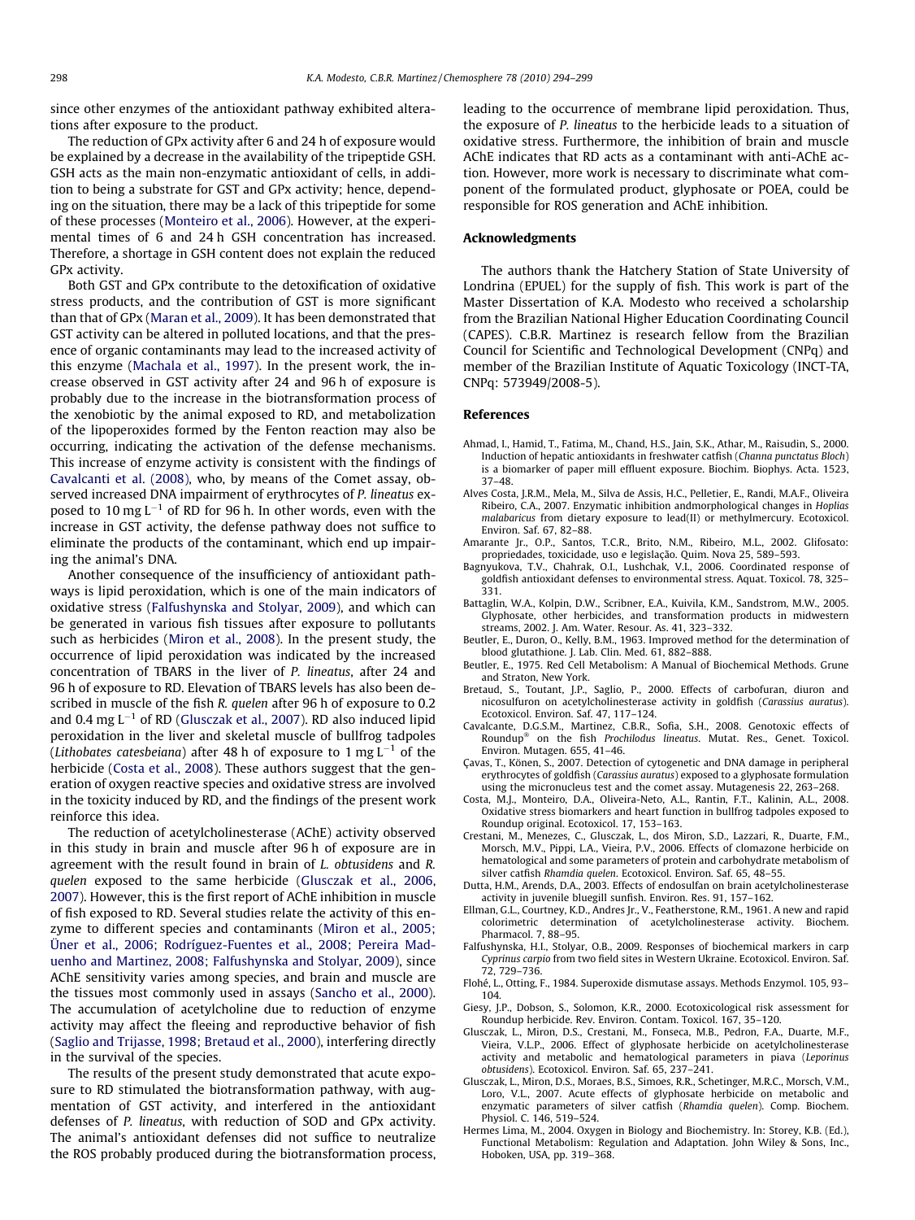since other enzymes of the antioxidant pathway exhibited alterations after exposure to the product.

The reduction of GPx activity after 6 and 24 h of exposure would be explained by a decrease in the availability of the tripeptide GSH. GSH acts as the main non-enzymatic antioxidant of cells, in addition to being a substrate for GST and GPx activity; hence, depending on the situation, there may be a lack of this tripeptide for some of these processes (Monteiro et al., 2006). However, at the experimental times of 6 and 24 h GSH concentration has increased. Therefore, a shortage in GSH content does not explain the reduced GPx activity.

Both GST and GPx contribute to the detoxification of oxidative stress products, and the contribution of GST is more significant than that of GPx (Maran et al., 2009). It has been demonstrated that GST activity can be altered in polluted locations, and that the presence of organic contaminants may lead to the increased activity of this enzyme (Machala et al., 1997). In the present work, the increase observed in GST activity after 24 and 96 h of exposure is probably due to the increase in the biotransformation process of the xenobiotic by the animal exposed to RD, and metabolization of the lipoperoxides formed by the Fenton reaction may also be occurring, indicating the activation of the defense mechanisms. This increase of enzyme activity is consistent with the findings of Cavalcanti et al. (2008), who, by means of the Comet assay, observed increased DNA impairment of erythrocytes of *P. lineatus* exposed to 10 mg $L^{-1}$ of RD for 96 h. In other words, even with the increase in GST activity, the defense pathway does not suffice to eliminate the products of the contaminant, which end up impairing the animal's DNA.

Another consequence of the insufficiency of antioxidant pathways is lipid peroxidation, which is one of the main indicators of oxidative stress (Falfushynska and Stolyar, 2009), and which can be generated in various fish tissues after exposure to pollutants such as herbicides (Miron et al., 2008). In the present study, the occurrence of lipid peroxidation was indicated by the increased concentration of TBARS in the liver of *P. lineatus*, after 24 and 96 h of exposure to RD. Elevation of TBARS levels has also been described in muscle of the fish *R. quelen* after 96 h of exposure to 0.2 and 0.4 mg $L^{-1}$ of RD (Glusczak et al., 2007). RD also induced lipid peroxidation in the liver and skeletal muscle of bullfrog tadpoles (*Lithobates catesbeiana*) after 48 h of exposure to 1 mg $L^{-1}$ of the herbicide (Costa et al., 2008). These authors suggest that the generation of oxygen reactive species and oxidative stress are involved in the toxicity induced by RD, and the findings of the present work reinforce this idea.

The reduction of acetylcholinesterase (AChE) activity observed in this study in brain and muscle after 96 h of exposure are in agreement with the result found in brain of *L. obtusidens* and *R. quelen* exposed to the same herbicide (Glusczak et al., 2006, 2007). However, this is the first report of AChE inhibition in muscle of fish exposed to RD. Several studies relate the activity of this enzyme to different species and contaminants (Miron et al., 2005; Üner et al., 2006; Rodríguez-Fuentes et al., 2008; Pereira Maduenho and Martinez, 2008; Falfushynska and Stolyar, 2009), since AChE sensitivity varies among species, and brain and muscle are the tissues most commonly used in assays (Sancho et al., 2000). The accumulation of acetylcholine due to reduction of enzyme activity may affect the fleeing and reproductive behavior of fish (Saglio and Trijasse, 1998; Bretaud et al., 2000), interfering directly in the survival of the species.

The results of the present study demonstrated that acute exposure to RD stimulated the biotransformation pathway, with augmentation of GST activity, and interfered in the antioxidant defenses of *P. lineatus*, with reduction of SOD and GPx activity. The animal's antioxidant defenses did not suffice to neutralize the ROS probably produced during the biotransformation process, leading to the occurrence of membrane lipid peroxidation. Thus, the exposure of *P. lineatus* to the herbicide leads to a situation of oxidative stress. Furthermore, the inhibition of brain and muscle AChE indicates that RD acts as a contaminant with anti-AChE action. However, more work is necessary to discriminate what component of the formulated product, glyphosate or POEA, could be responsible for ROS generation and AChE inhibition.

## Acknowledgments

The authors thank the Hatchery Station of State University of Londrina (EPUEL) for the supply of fish. This work is part of the Master Dissertation of K.A. Modesto who received a scholarship from the Brazilian National Higher Education Coordinating Council (CAPES). C.B.R. Martinez is research fellow from the Brazilian Council for Scientific and Technological Development (CNPq) and member of the Brazilian Institute of Aquatic Toxicology (INCT-TA, CNPq: 573949/2008-5).

## References

Ahmad, I., Hamid, T., Fatima, M., Chand, H.S., Jain, S.K., Athar, M., Raisudin, S., 2000. Induction of hepatic antioxidants in freshwater catfish (*Channa punctatus Bloch*) is a biomarker of paper mill effluent exposure. Biochim. Biophys. Acta. 1523, 37–48.

Alves Costa, J.R.M., Mela, M., Silva de Assis, H.C., Pelletier, E., Randi, M.A.F., Oliveira Ribeiro, C.A., 2007. Enzymatic inhibition andmorphological changes in *Hoplias malabaricus* from dietary exposure to lead(II) or methylmercury. Ecotoxicol. Environ. Saf. 67, 82–88.

Amarante Jr., O.P., Santos, T.C.R., Brito, N.M., Ribeiro, M.L., 2002. Glifosato: propriedades, toxicidade, uso e legislação. Quim. Nova 25, 589–593.

Bagnyukova, T.V., Chahrak, O.I., Lushchak, V.I., 2006. Coordinated response of goldfish antioxidant defenses to environmental stress. Aquat. Toxicol. 78, 325–331.

Battaglin, W.A., Kolpin, D.W., Scribner, E.A., Kuivila, K.M., Sandstrom, M.W., 2005. Glyphosate, other herbicides, and transformation products in midwestern streams, 2002. J. Am. Water. Resour. As. 41, 323–332.

Beutler, E., Duron, O., Kelly, B.M., 1963. Improved method for the determination of blood glutathione. J. Lab. Clin. Med. 61, 882–888.

Beutler, E., 1975. Red Cell Metabolism: A Manual of Biochemical Methods. Grune and Straton, New York.

Bretaud, S., Toutant, J.P., Saglio, P., 2000. Effects of carbofuran, diuron and nicosulfuron on acetylcholinesterase activity in goldfish (*Carassius auratus*). Ecotoxicol. Environ. Saf. 47, 117–124.

Cavalcante, D.G.S.M., Martinez, C.B.R., Sofia, S.H., 2008. Genotoxic effects of Roundup® on the fish *Prochilodus lineatus*. Mutat. Res., Genet. Toxicol. Environ. Mutagen. 655, 41–46.

Çavas, T., Könen, S., 2007. Detection of cytogenetic and DNA damage in peripheral erythrocytes of goldfish (*Carassius auratus*) exposed to a glyphosate formulation using the micronucleus test and the comet assay. Mutagenesis 22, 263–268.

Costa, M.J., Monteiro, D.A., Oliveira-Neto, A.L., Rantin, F.T., Kalinin, A.L., 2008. Oxidative stress biomarkers and heart function in bullfrog tadpoles exposed to Roundup original. Ecotoxicol. 17, 153–163.

Crestani, M., Menezes, C., Glusczak, L., dos Miron, S.D., Lazzari, R., Duarte, F.M., Morsch, M.V., Pippi, L.A., Vieira, P.V., 2006. Effects of clomazone herbicide on hematological and some parameters of protein and carbohydrate metabolism of silver catfish *Rhamdia quelen*. Ecotoxicol. Environ. Saf. 65, 48–55.

Dutta, H.M., Arends, D.A., 2003. Effects of endosulfan on brain acetylcholinesterase activity in juvenile bluegill sunfish. Environ. Res. 91, 157–162.

Ellman, G.L., Courtney, K.D., Andres Jr., V., Featherstone, R.M., 1961. A new and rapid colorimetric determination of acetylcholinesterase activity. Biochem. Pharmacol. 7, 88–95.

Falfushynska, H.I., Stolyar, O.B., 2009. Responses of biochemical markers in carp *Cyprinus carpio* from two field sites in Western Ukraine. Ecotoxicol. Environ. Saf. 72, 729–736.

Flohé, L., Otting, F., 1984. Superoxide dismutase assays. Methods Enzymol. 105, 93–104.

Giesy, J.P., Dobson, S., Solomon, K.R., 2000. Ecotoxicological risk assessment for Roundup herbicide. Rev. Environ. Contam. Toxicol. 167, 35–120.

Glusczak, L., Miron, D.S., Crestani, M., Fonseca, M.B., Pedron, F.A., Duarte, M.F., Vieira, V.L.P., 2006. Effect of glyphosate herbicide on acetylcholinesterase activity and metabolic and hematological parameters in piava (*Leporinus obtusidens*). Ecotoxicol. Environ. Saf. 65, 237–241.

Glusczak, L., Miron, D.S., Moraes, B.S., Simoes, R.R., Schetinger, M.R.C., Morsch, V.M., Loro, V.L., 2007. Acute effects of glyphosate herbicide on metabolic and enzymatic parameters of silver catfish (*Rhamdia quelen*). Comp. Biochem. Physiol. C. 146, 519–524.

Hermes Lima, M., 2004. Oxygen in Biology and Biochemistry. In: Storey, K.B. (Ed.), Functional Metabolism: Regulation and Adaptation. John Wiley & Sons, Inc., Hoboken, USA, pp. 319–368.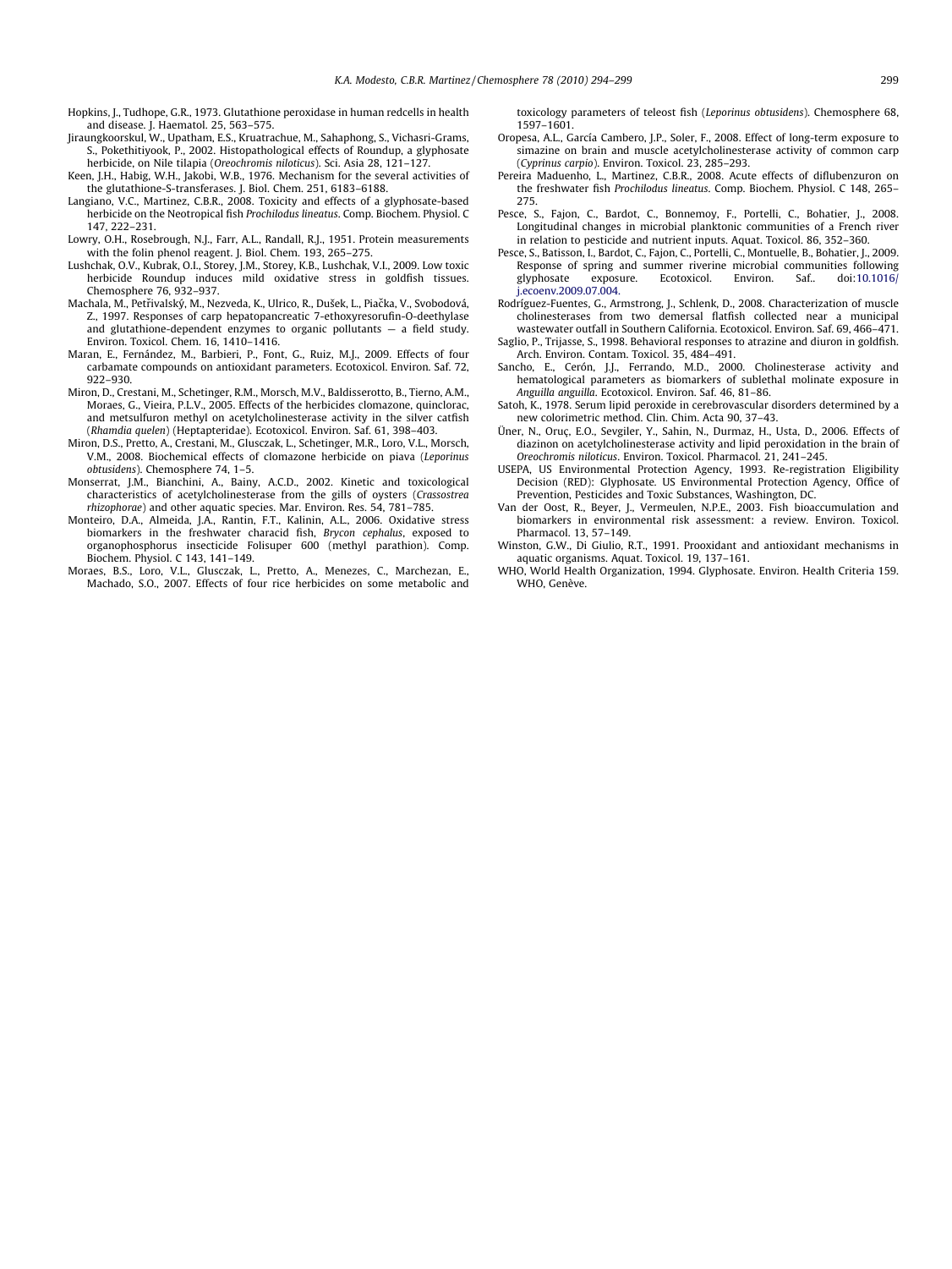Hopkins, J., Tudhope, G.R., 1973. Glutathione peroxidase in human redcells in health and disease. J. Haematol. 25, 563–575.

Jiraungkoorskul, W., Upatham, E.S., Kruatrachue, M., Sahaphong, S., Vichasri-Grams, S., Pokethitiyook, P., 2002. Histopathological effects of Roundup, a glyphosate herbicide, on Nile tilapia (*Oreochromis niloticus*). Sci. Asia 28, 121–127.

Keen, J.H., Habig, W.H., Jakobi, W.B., 1976. Mechanism for the several activities of the glutathione-S-transferases. J. Biol. Chem. 251, 6183–6188.

Langiano, V.C., Martinez, C.B.R., 2008. Toxicity and effects of a glyphosate-based herbicide on the Neotropical fish *Prochilodus lineatus*. Comp. Biochem. Physiol. C 147, 222–231.

Lowry, O.H., Rosebrough, N.J., Farr, A.L., Randall, R.J., 1951. Protein measurements with the folin phenol reagent. J. Biol. Chem. 193, 265–275.

Lushchak, O.V., Kubrak, O.I., Storey, J.M., Storey, K.B., Lushchak, V.I., 2009. Low toxic herbicide Roundup induces mild oxidative stress in goldfish tissues. Chemosphere 76, 932–937.

Machala, M., Petřivalský, M., Nezveda, K., Ulrico, R., Dušek, L., Piačka, V., Svobodová, Z., 1997. Responses of carp hepatopancreatic 7-ethoxyresorufin-O-deethylase and glutathione-dependent enzymes to organic pollutants – a field study. Environ. Toxicol. Chem. 16, 1410–1416.

Maran, E., Fernández, M., Barbieri, P., Font, G., Ruiz, M.J., 2009. Effects of four carbamate compounds on antioxidant parameters. Ecotoxicol. Environ. Saf. 72, 922–930.

Miron, D., Crestani, M., Schetinger, R.M., Morsch, M.V., Baldisserotto, B., Tierno, A.M., Moraes, G., Vieira, P.L.V., 2005. Effects of the herbicides clomazone, quinclorac, and metsulfuron methyl on acetylcholinesterase activity in the silver catfish (*Rhamdia quelen*) (Heptapteridae). Ecotoxicol. Environ. Saf. 61, 398–403.

Miron, D.S., Pretto, A., Crestani, M., Glusczak, L., Schetinger, M.R., Loro, V.L., Morsch, V.M., 2008. Biochemical effects of clomazone herbicide on piava (*Leporinus obtusidens*). Chemosphere 74, 1–5.

Monserrat, J.M., Bianchini, A., Bainy, A.C.D., 2002. Kinetic and toxicological characteristics of acetylcholinesterase from the gills of oysters (*Crassostrea rhizophorae*) and other aquatic species. Mar. Environ. Res. 54, 781–785.

Monteiro, D.A., Almeida, J.A., Rantin, F.T., Kalinin, A.L., 2006. Oxidative stress biomarkers in the freshwater characid fish, *Brycon cephalus*, exposed to organophosphorus insecticide Folisuper 600 (methyl parathion). Comp. Biochem. Physiol. C 143, 141–149.

Moraes, B.S., Loro, V.L., Glusczak, L., Pretto, A., Menezes, C., Marchezan, E., Machado, S.O., 2007. Effects of four rice herbicides on some metabolic and toxicology parameters of teleost fish (*Leporinus obtusidens*). Chemosphere 68, 1597–1601.

Oropesa, A.L., García Cambero, J.P., Soler, F., 2008. Effect of long-term exposure to simazine on brain and muscle acetylcholinesterase activity of common carp (*Cyprinus carpio*). Environ. Toxicol. 23, 285–293.

Pereira Maduenho, L., Martinez, C.B.R., 2008. Acute effects of diflubenzuron on the freshwater fish *Prochilodus lineatus*. Comp. Biochem. Physiol. C 148, 265–275.

Pesce, S., Fajon, C., Bardot, C., Bonnemoy, F., Portelli, C., Bohatier, J., 2008. Longitudinal changes in microbial planktonic communities of a French river in relation to pesticide and nutrient inputs. Aquat. Toxicol. 86, 352–360.

Pesce, S., Batisson, I., Bardot, C., Fajon, C., Portelli, C., Montuelle, B., Bohatier, J., 2009. Response of spring and summer riverine microbial communities following glyphosate exposure. Ecotoxicol. Environ. Saf.. doi:10.1016/j.ecoenv.2009.07.004.

Rodríguez-Fuentes, G., Armstrong, J., Schlenk, D., 2008. Characterization of muscle cholinesterases from two demersal flatfish collected near a municipal wastewater outfall in Southern California. Ecotoxicol. Environ. Saf. 69, 466–471.

Saglio, P., Trijasse, S., 1998. Behavioral responses to atrazine and diuron in goldfish. Arch. Environ. Contam. Toxicol. 35, 484–491.

Sancho, E., Cerón, J.J., Ferrando, M.D., 2000. Cholinesterase activity and hematological parameters as biomarkers of sublethal molinate exposure in *Anguilla anguilla*. Ecotoxicol. Environ. Saf. 46, 81–86.

Satoh, K., 1978. Serum lipid peroxide in cerebrovascular disorders determined by a new colorimetric method. Clin. Chim. Acta 90, 37–43.

Üner, N., Oruç, E.O., Sevgiler, Y., Sahin, N., Durmaz, H., Usta, D., 2006. Effects of diazinon on acetylcholinesterase activity and lipid peroxidation in the brain of *Oreochromis niloticus*. Environ. Toxicol. Pharmacol. 21, 241–245.

USEPA, US Environmental Protection Agency, 1993. Re-registration Eligibility Decision (RED): Glyphosate. US Environmental Protection Agency, Office of Prevention, Pesticides and Toxic Substances, Washington, DC.

Van der Oost, R., Beyer, J., Vermeulen, N.P.E., 2003. Fish bioaccumulation and biomarkers in environmental risk assessment: a review. Environ. Toxicol. Pharmacol. 13, 57–149.

Winston, G.W., Di Giulio, R.T., 1991. Prooxidant and antioxidant mechanisms in aquatic organisms. Aquat. Toxicol. 19, 137–161.

WHO, World Health Organization, 1994. Glyphosate. Environ. Health Criteria 159. WHO, Genève.